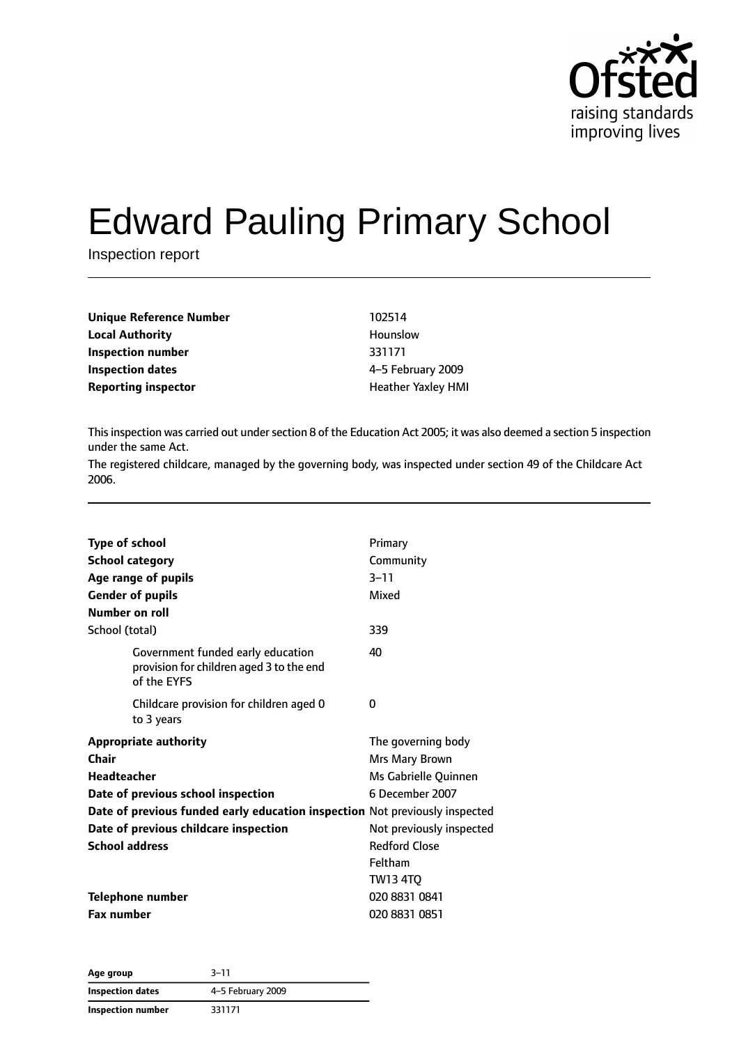# Edward Pauling Primary School

Inspection report

| | |
|---|---|
| **Unique Reference Number** | 102514 |
| **Local Authority** | Hounslow |
| **Inspection number** | 331171 |
| **Inspection dates** | 4–5 February 2009 |
| **Reporting inspector** | Heather Yaxley HMI |

This inspection was carried out under section 8 of the Education Act 2005; it was also deemed a section 5 inspection under the same Act.

The registered childcare, managed by the governing body, was inspected under section 49 of the Childcare Act 2006.

| | |
|---|---|
| **Type of school** | Primary |
| **School category** | Community |
| **Age range of pupils** | 3–11 |
| **Gender of pupils** | Mixed |
| **Number on roll** | |
| School (total) | 339 |
| Government funded early education provision for children aged 3 to the end of the EYFS | 40 |
| Childcare provision for children aged 0 to 3 years | 0 |
| **Appropriate authority** | The governing body |
| **Chair** | Mrs Mary Brown |
| **Headteacher** | Ms Gabrielle Quinnen |
| **Date of previous school inspection** | 6 December 2007 |
| **Date of previous funded early education inspection** | Not previously inspected |
| **Date of previous childcare inspection** | Not previously inspected |
| **School address** | Redford Close<br>Feltham<br>TW13 4TQ |
| **Telephone number** | 020 8831 0841 |
| **Fax number** | 020 8831 0851 |

| | |
|---|---|
| **Age group** | 3–11 |
| **Inspection dates** | 4–5 February 2009 |
| **Inspection number** | 331171 |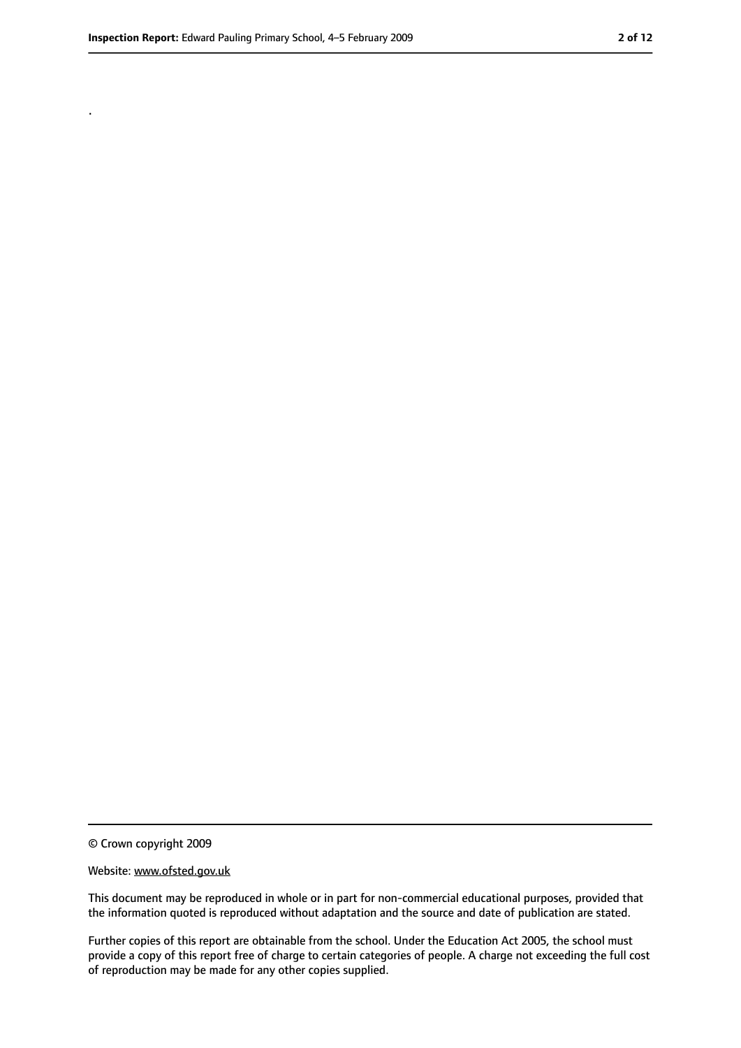.

© Crown copyright 2009

Website: www.ofsted.gov.uk

This document may be reproduced in whole or in part for non-commercial educational purposes, provided that the information quoted is reproduced without adaptation and the source and date of publication are stated.

Further copies of this report are obtainable from the school. Under the Education Act 2005, the school must provide a copy of this report free of charge to certain categories of people. A charge not exceeding the full cost of reproduction may be made for any other copies supplied.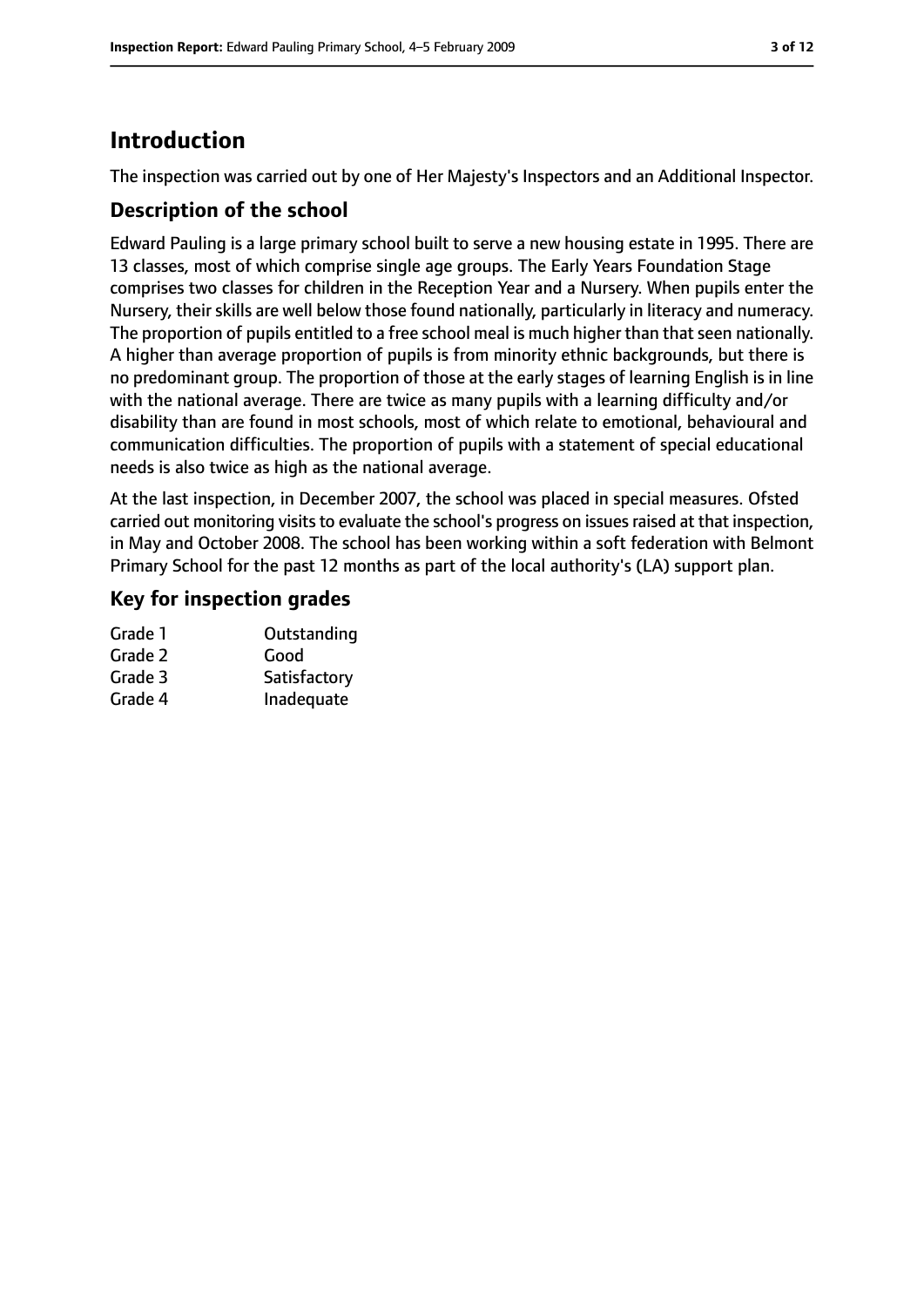# Introduction

The inspection was carried out by one of Her Majesty's Inspectors and an Additional Inspector.

## Description of the school

Edward Pauling is a large primary school built to serve a new housing estate in 1995. There are 13 classes, most of which comprise single age groups. The Early Years Foundation Stage comprises two classes for children in the Reception Year and a Nursery. When pupils enter the Nursery, their skills are well below those found nationally, particularly in literacy and numeracy. The proportion of pupils entitled to a free school meal is much higher than that seen nationally. A higher than average proportion of pupils is from minority ethnic backgrounds, but there is no predominant group. The proportion of those at the early stages of learning English is in line with the national average. There are twice as many pupils with a learning difficulty and/or disability than are found in most schools, most of which relate to emotional, behavioural and communication difficulties. The proportion of pupils with a statement of special educational needs is also twice as high as the national average.

At the last inspection, in December 2007, the school was placed in special measures. Ofsted carried out monitoring visits to evaluate the school's progress on issues raised at that inspection, in May and October 2008. The school has been working within a soft federation with Belmont Primary School for the past 12 months as part of the local authority's (LA) support plan.

## Key for inspection grades

| | |
|---|---|
| Grade 1 | Outstanding |
| Grade 2 | Good |
| Grade 3 | Satisfactory |
| Grade 4 | Inadequate |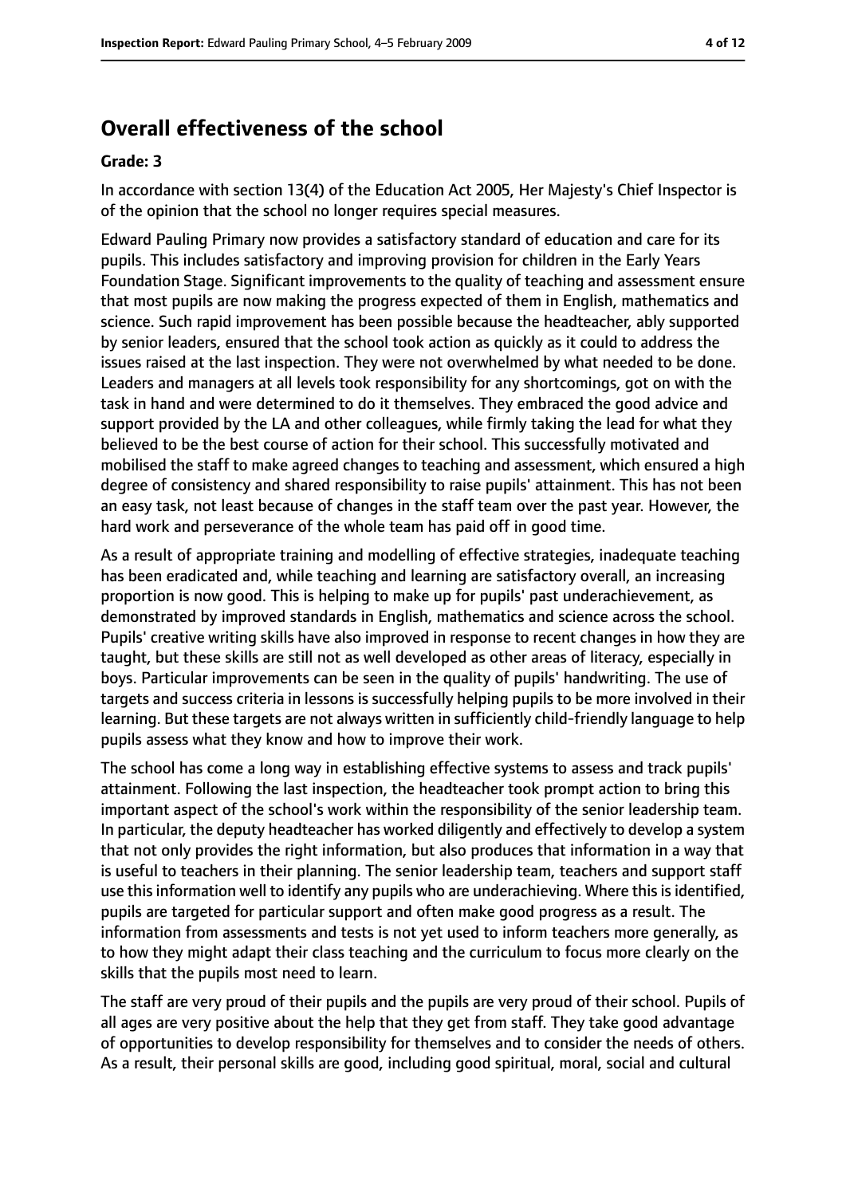## Overall effectiveness of the school

**Grade: 3**

In accordance with section 13(4) of the Education Act 2005, Her Majesty's Chief Inspector is of the opinion that the school no longer requires special measures.

Edward Pauling Primary now provides a satisfactory standard of education and care for its pupils. This includes satisfactory and improving provision for children in the Early Years Foundation Stage. Significant improvements to the quality of teaching and assessment ensure that most pupils are now making the progress expected of them in English, mathematics and science. Such rapid improvement has been possible because the headteacher, ably supported by senior leaders, ensured that the school took action as quickly as it could to address the issues raised at the last inspection. They were not overwhelmed by what needed to be done. Leaders and managers at all levels took responsibility for any shortcomings, got on with the task in hand and were determined to do it themselves. They embraced the good advice and support provided by the LA and other colleagues, while firmly taking the lead for what they believed to be the best course of action for their school. This successfully motivated and mobilised the staff to make agreed changes to teaching and assessment, which ensured a high degree of consistency and shared responsibility to raise pupils' attainment. This has not been an easy task, not least because of changes in the staff team over the past year. However, the hard work and perseverance of the whole team has paid off in good time.

As a result of appropriate training and modelling of effective strategies, inadequate teaching has been eradicated and, while teaching and learning are satisfactory overall, an increasing proportion is now good. This is helping to make up for pupils' past underachievement, as demonstrated by improved standards in English, mathematics and science across the school. Pupils' creative writing skills have also improved in response to recent changes in how they are taught, but these skills are still not as well developed as other areas of literacy, especially in boys. Particular improvements can be seen in the quality of pupils' handwriting. The use of targets and success criteria in lessons is successfully helping pupils to be more involved in their learning. But these targets are not always written in sufficiently child-friendly language to help pupils assess what they know and how to improve their work.

The school has come a long way in establishing effective systems to assess and track pupils' attainment. Following the last inspection, the headteacher took prompt action to bring this important aspect of the school's work within the responsibility of the senior leadership team. In particular, the deputy headteacher has worked diligently and effectively to develop a system that not only provides the right information, but also produces that information in a way that is useful to teachers in their planning. The senior leadership team, teachers and support staff use this information well to identify any pupils who are underachieving. Where this is identified, pupils are targeted for particular support and often make good progress as a result. The information from assessments and tests is not yet used to inform teachers more generally, as to how they might adapt their class teaching and the curriculum to focus more clearly on the skills that the pupils most need to learn.

The staff are very proud of their pupils and the pupils are very proud of their school. Pupils of all ages are very positive about the help that they get from staff. They take good advantage of opportunities to develop responsibility for themselves and to consider the needs of others. As a result, their personal skills are good, including good spiritual, moral, social and cultural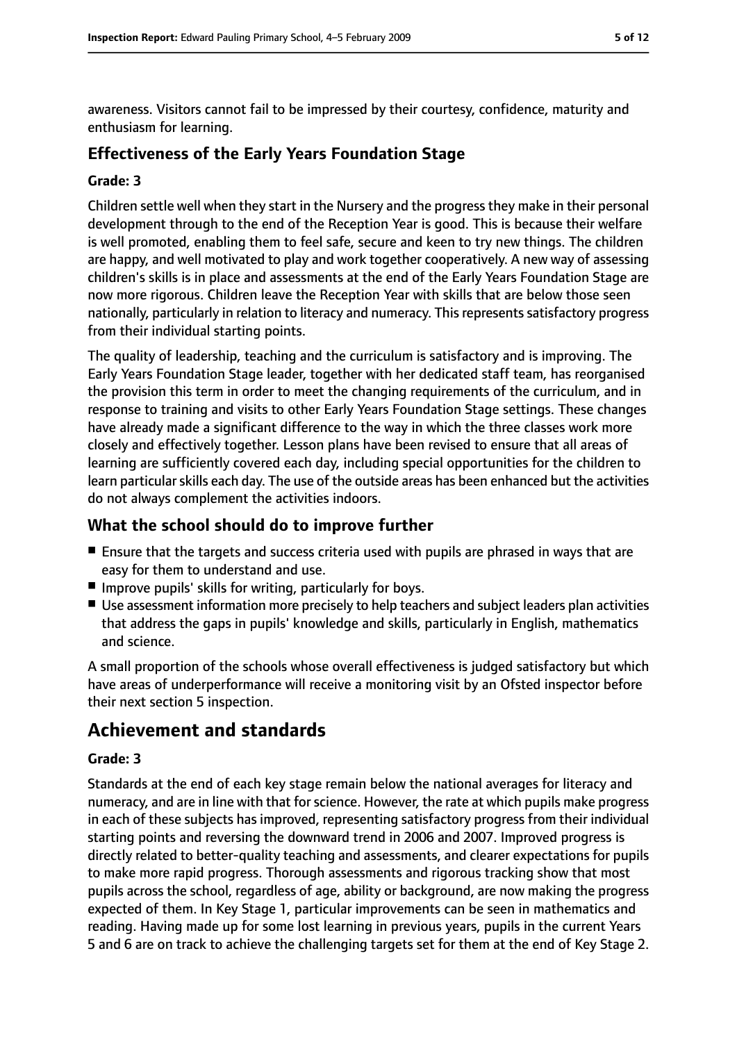awareness. Visitors cannot fail to be impressed by their courtesy, confidence, maturity and enthusiasm for learning.

### Effectiveness of the Early Years Foundation Stage

#### Grade: 3

Children settle well when they start in the Nursery and the progress they make in their personal development through to the end of the Reception Year is good. This is because their welfare is well promoted, enabling them to feel safe, secure and keen to try new things. The children are happy, and well motivated to play and work together cooperatively. A new way of assessing children's skills is in place and assessments at the end of the Early Years Foundation Stage are now more rigorous. Children leave the Reception Year with skills that are below those seen nationally, particularly in relation to literacy and numeracy. This represents satisfactory progress from their individual starting points.

The quality of leadership, teaching and the curriculum is satisfactory and is improving. The Early Years Foundation Stage leader, together with her dedicated staff team, has reorganised the provision this term in order to meet the changing requirements of the curriculum, and in response to training and visits to other Early Years Foundation Stage settings. These changes have already made a significant difference to the way in which the three classes work more closely and effectively together. Lesson plans have been revised to ensure that all areas of learning are sufficiently covered each day, including special opportunities for the children to learn particular skills each day. The use of the outside areas has been enhanced but the activities do not always complement the activities indoors.

### What the school should do to improve further

- Ensure that the targets and success criteria used with pupils are phrased in ways that are easy for them to understand and use.
- Improve pupils' skills for writing, particularly for boys.
- Use assessment information more precisely to help teachers and subject leaders plan activities that address the gaps in pupils' knowledge and skills, particularly in English, mathematics and science.

A small proportion of the schools whose overall effectiveness is judged satisfactory but which have areas of underperformance will receive a monitoring visit by an Ofsted inspector before their next section 5 inspection.

## Achievement and standards

#### Grade: 3

Standards at the end of each key stage remain below the national averages for literacy and numeracy, and are in line with that for science. However, the rate at which pupils make progress in each of these subjects has improved, representing satisfactory progress from their individual starting points and reversing the downward trend in 2006 and 2007. Improved progress is directly related to better-quality teaching and assessments, and clearer expectations for pupils to make more rapid progress. Thorough assessments and rigorous tracking show that most pupils across the school, regardless of age, ability or background, are now making the progress expected of them. In Key Stage 1, particular improvements can be seen in mathematics and reading. Having made up for some lost learning in previous years, pupils in the current Years 5 and 6 are on track to achieve the challenging targets set for them at the end of Key Stage 2.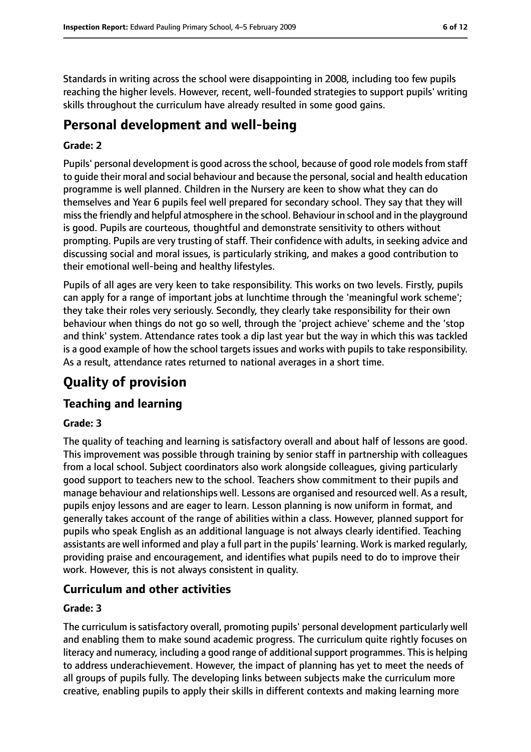Standards in writing across the school were disappointing in 2008, including too few pupils reaching the higher levels. However, recent, well-founded strategies to support pupils' writing skills throughout the curriculum have already resulted in some good gains.

## Personal development and well-being

### Grade: 2

Pupils' personal development is good across the school, because of good role models from staff to guide their moral and social behaviour and because the personal, social and health education programme is well planned. Children in the Nursery are keen to show what they can do themselves and Year 6 pupils feel well prepared for secondary school. They say that they will miss the friendly and helpful atmosphere in the school. Behaviour in school and in the playground is good. Pupils are courteous, thoughtful and demonstrate sensitivity to others without prompting. Pupils are very trusting of staff. Their confidence with adults, in seeking advice and discussing social and moral issues, is particularly striking, and makes a good contribution to their emotional well-being and healthy lifestyles.

Pupils of all ages are very keen to take responsibility. This works on two levels. Firstly, pupils can apply for a range of important jobs at lunchtime through the 'meaningful work scheme'; they take their roles very seriously. Secondly, they clearly take responsibility for their own behaviour when things do not go so well, through the 'project achieve' scheme and the 'stop and think' system. Attendance rates took a dip last year but the way in which this was tackled is a good example of how the school targets issues and works with pupils to take responsibility. As a result, attendance rates returned to national averages in a short time.

# Quality of provision

## Teaching and learning

### Grade: 3

The quality of teaching and learning is satisfactory overall and about half of lessons are good. This improvement was possible through training by senior staff in partnership with colleagues from a local school. Subject coordinators also work alongside colleagues, giving particularly good support to teachers new to the school. Teachers show commitment to their pupils and manage behaviour and relationships well. Lessons are organised and resourced well. As a result, pupils enjoy lessons and are eager to learn. Lesson planning is now uniform in format, and generally takes account of the range of abilities within a class. However, planned support for pupils who speak English as an additional language is not always clearly identified. Teaching assistants are well informed and play a full part in the pupils' learning. Work is marked regularly, providing praise and encouragement, and identifies what pupils need to do to improve their work. However, this is not always consistent in quality.

## Curriculum and other activities

### Grade: 3

The curriculum is satisfactory overall, promoting pupils' personal development particularly well and enabling them to make sound academic progress. The curriculum quite rightly focuses on literacy and numeracy, including a good range of additional support programmes. This is helping to address underachievement. However, the impact of planning has yet to meet the needs of all groups of pupils fully. The developing links between subjects make the curriculum more creative, enabling pupils to apply their skills in different contexts and making learning more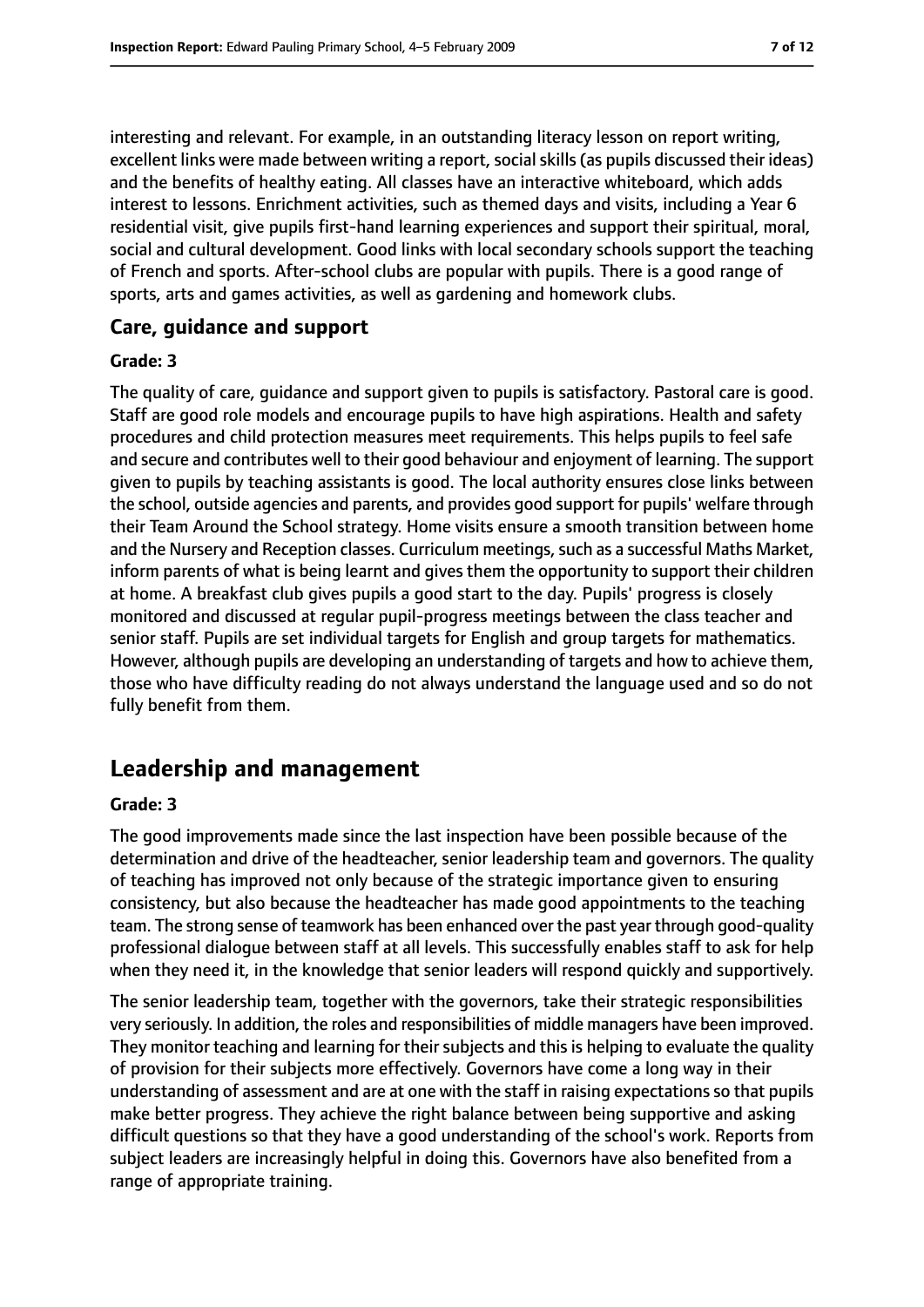interesting and relevant. For example, in an outstanding literacy lesson on report writing, excellent links were made between writing a report, social skills (as pupils discussed their ideas) and the benefits of healthy eating. All classes have an interactive whiteboard, which adds interest to lessons. Enrichment activities, such as themed days and visits, including a Year 6 residential visit, give pupils first-hand learning experiences and support their spiritual, moral, social and cultural development. Good links with local secondary schools support the teaching of French and sports. After-school clubs are popular with pupils. There is a good range of sports, arts and games activities, as well as gardening and homework clubs.

### Care, guidance and support

#### Grade: 3

The quality of care, guidance and support given to pupils is satisfactory. Pastoral care is good. Staff are good role models and encourage pupils to have high aspirations. Health and safety procedures and child protection measures meet requirements. This helps pupils to feel safe and secure and contributes well to their good behaviour and enjoyment of learning. The support given to pupils by teaching assistants is good. The local authority ensures close links between the school, outside agencies and parents, and provides good support for pupils' welfare through their Team Around the School strategy. Home visits ensure a smooth transition between home and the Nursery and Reception classes. Curriculum meetings, such as a successful Maths Market, inform parents of what is being learnt and gives them the opportunity to support their children at home. A breakfast club gives pupils a good start to the day. Pupils' progress is closely monitored and discussed at regular pupil-progress meetings between the class teacher and senior staff. Pupils are set individual targets for English and group targets for mathematics. However, although pupils are developing an understanding of targets and how to achieve them, those who have difficulty reading do not always understand the language used and so do not fully benefit from them.

## Leadership and management

#### Grade: 3

The good improvements made since the last inspection have been possible because of the determination and drive of the headteacher, senior leadership team and governors. The quality of teaching has improved not only because of the strategic importance given to ensuring consistency, but also because the headteacher has made good appointments to the teaching team. The strong sense of teamwork has been enhanced over the past year through good-quality professional dialogue between staff at all levels. This successfully enables staff to ask for help when they need it, in the knowledge that senior leaders will respond quickly and supportively.

The senior leadership team, together with the governors, take their strategic responsibilities very seriously. In addition, the roles and responsibilities of middle managers have been improved. They monitor teaching and learning for their subjects and this is helping to evaluate the quality of provision for their subjects more effectively. Governors have come a long way in their understanding of assessment and are at one with the staff in raising expectations so that pupils make better progress. They achieve the right balance between being supportive and asking difficult questions so that they have a good understanding of the school's work. Reports from subject leaders are increasingly helpful in doing this. Governors have also benefited from a range of appropriate training.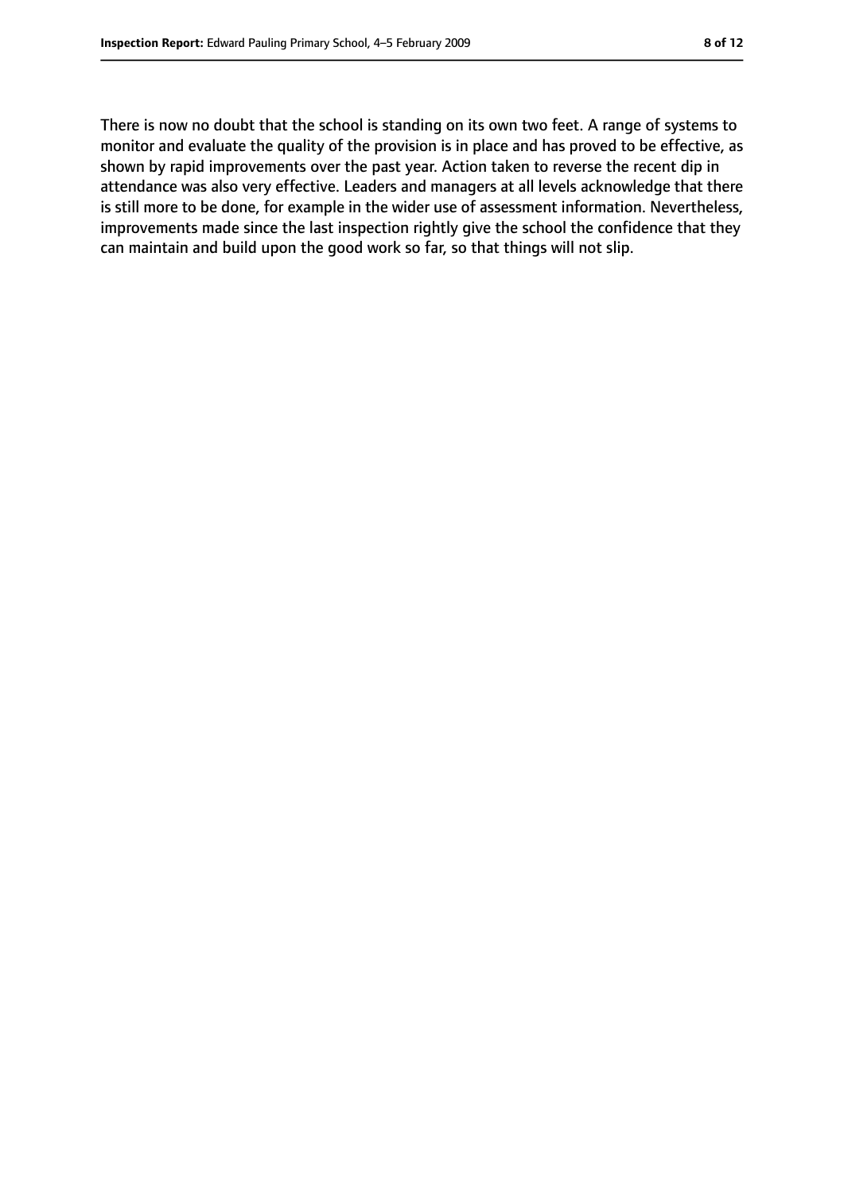There is now no doubt that the school is standing on its own two feet. A range of systems to monitor and evaluate the quality of the provision is in place and has proved to be effective, as shown by rapid improvements over the past year. Action taken to reverse the recent dip in attendance was also very effective. Leaders and managers at all levels acknowledge that there is still more to be done, for example in the wider use of assessment information. Nevertheless, improvements made since the last inspection rightly give the school the confidence that they can maintain and build upon the good work so far, so that things will not slip.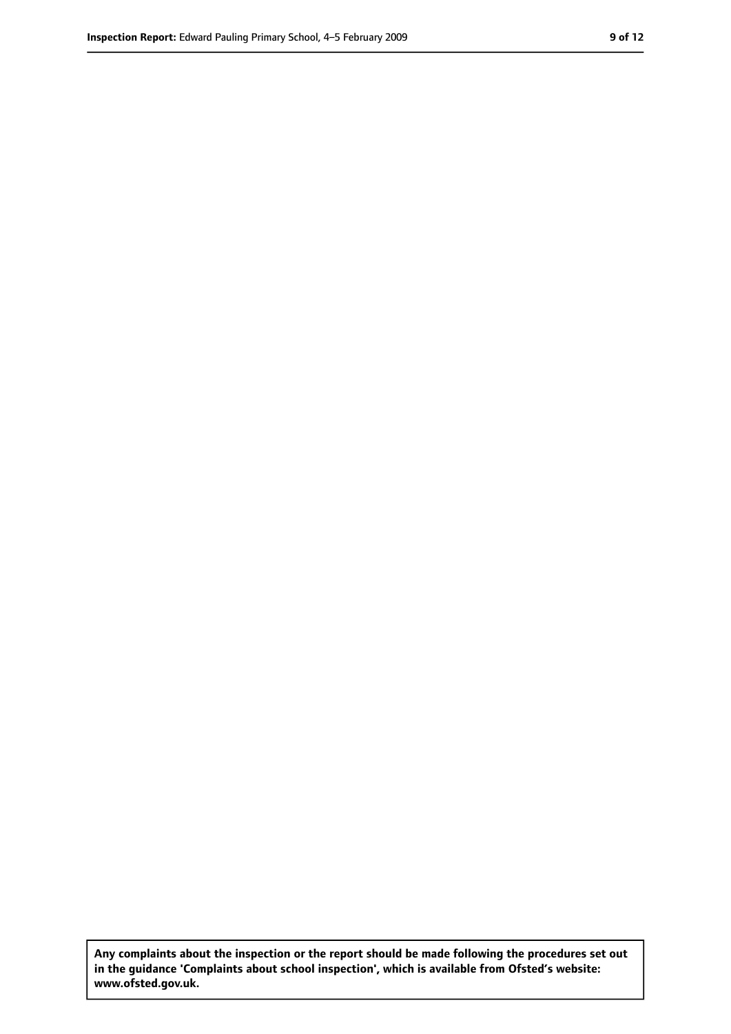**Any complaints about the inspection or the report should be made following the procedures set out in the guidance 'Complaints about school inspection', which is available from Ofsted's website: www.ofsted.gov.uk.**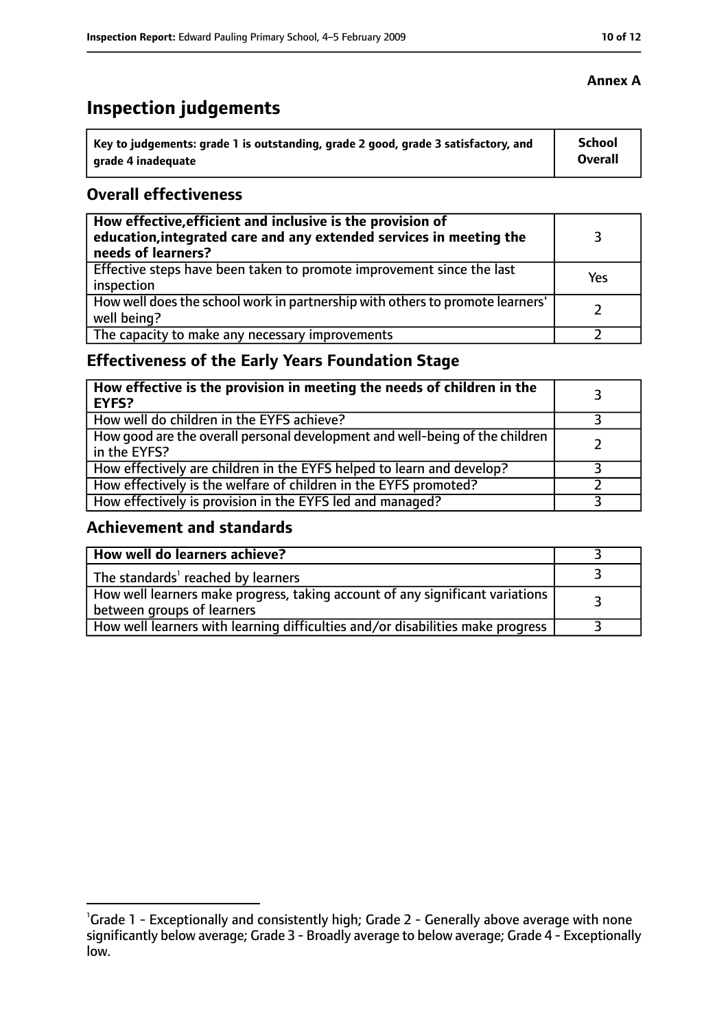**Annex A**

# Inspection judgements

| Key to judgements: grade 1 is outstanding, grade 2 good, grade 3 satisfactory, and grade 4 inadequate | School Overall |
|---|---|

## Overall effectiveness

| | |
|---|---|
| **How effective, efficient and inclusive is the provision of education, integrated care and any extended services in meeting the needs of learners?** | 3 |
| Effective steps have been taken to promote improvement since the last inspection | Yes |
| How well does the school work in partnership with others to promote learners' well being? | 2 |
| The capacity to make any necessary improvements | 2 |

## Effectiveness of the Early Years Foundation Stage

| | |
|---|---|
| **How effective is the provision in meeting the needs of children in the EYFS?** | 3 |
| How well do children in the EYFS achieve? | 3 |
| How good are the overall personal development and well-being of the children in the EYFS? | 2 |
| How effectively are children in the EYFS helped to learn and develop? | 3 |
| How effectively is the welfare of children in the EYFS promoted? | 2 |
| How effectively is provision in the EYFS led and managed? | 3 |

## Achievement and standards

| | |
|---|---|
| **How well do learners achieve?** | 3 |
| The standards[1] reached by learners | 3 |
| How well learners make progress, taking account of any significant variations between groups of learners | 3 |
| How well learners with learning difficulties and/or disabilities make progress | 3 |

[1] Grade 1 - Exceptionally and consistently high; Grade 2 - Generally above average with none significantly below average; Grade 3 - Broadly average to below average; Grade 4 - Exceptionally low.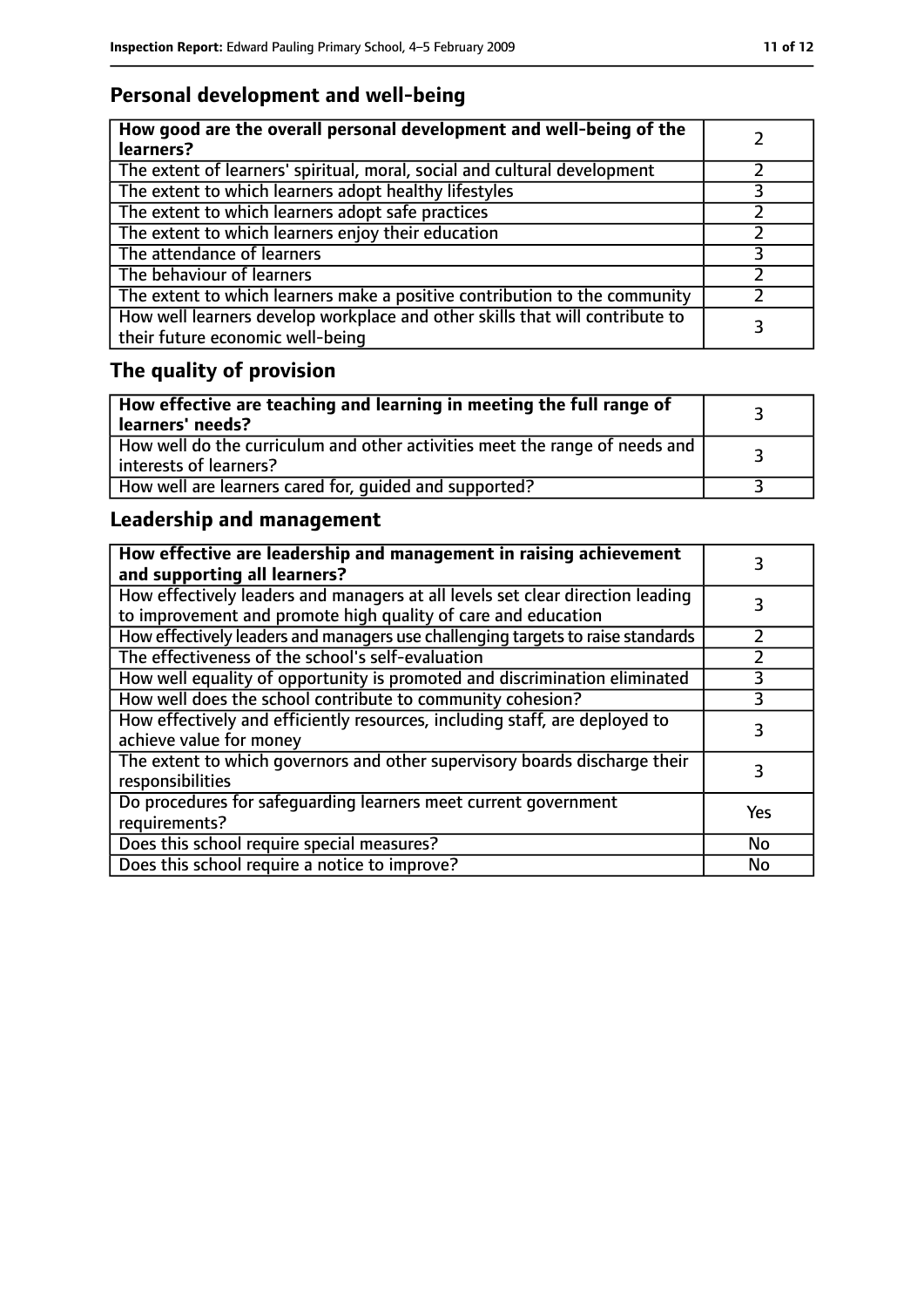## Personal development and well-being

| **How good are the overall personal development and well-being of the learners?** | 2 |
|---|---|
| The extent of learners' spiritual, moral, social and cultural development | 2 |
| The extent to which learners adopt healthy lifestyles | 3 |
| The extent to which learners adopt safe practices | 2 |
| The extent to which learners enjoy their education | 2 |
| The attendance of learners | 3 |
| The behaviour of learners | 2 |
| The extent to which learners make a positive contribution to the community | 2 |
| How well learners develop workplace and other skills that will contribute to their future economic well-being | 3 |

## The quality of provision

| **How effective are teaching and learning in meeting the full range of learners' needs?** | 3 |
|---|---|
| How well do the curriculum and other activities meet the range of needs and interests of learners? | 3 |
| How well are learners cared for, guided and supported? | 3 |

## Leadership and management

| **How effective are leadership and management in raising achievement and supporting all learners?** | 3 |
|---|---|
| How effectively leaders and managers at all levels set clear direction leading to improvement and promote high quality of care and education | 3 |
| How effectively leaders and managers use challenging targets to raise standards | 2 |
| The effectiveness of the school's self-evaluation | 2 |
| How well equality of opportunity is promoted and discrimination eliminated | 3 |
| How well does the school contribute to community cohesion? | 3 |
| How effectively and efficiently resources, including staff, are deployed to achieve value for money | 3 |
| The extent to which governors and other supervisory boards discharge their responsibilities | 3 |
| Do procedures for safeguarding learners meet current government requirements? | Yes |
| Does this school require special measures? | No |
| Does this school require a notice to improve? | No |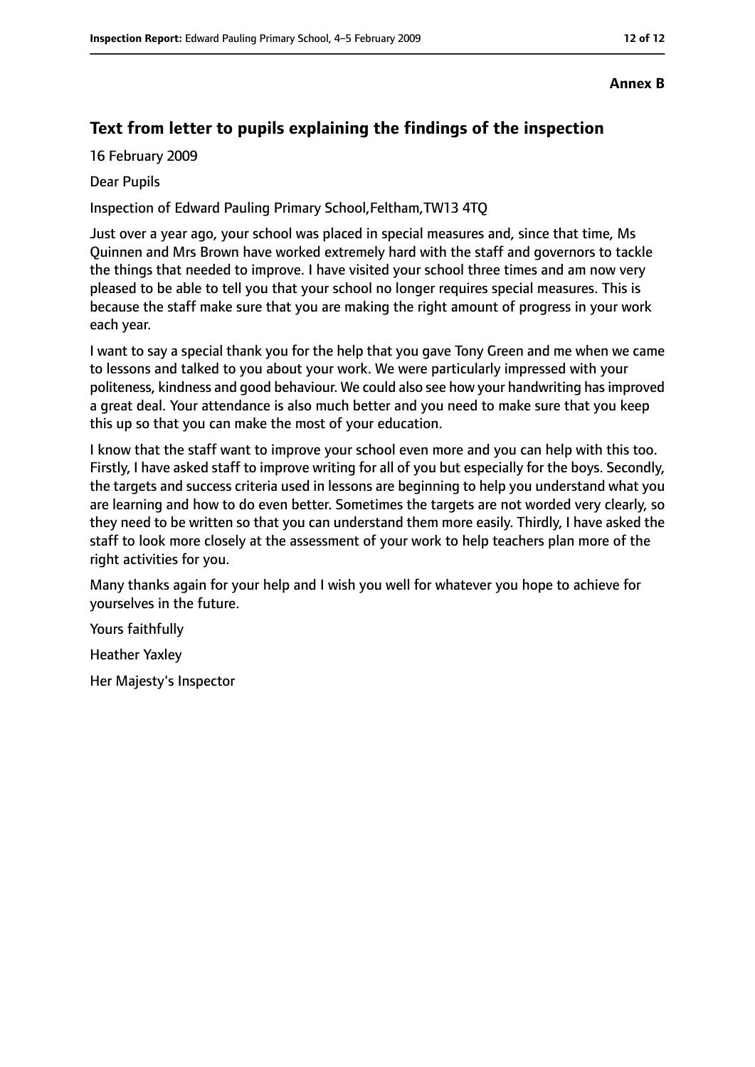**Annex B**

## Text from letter to pupils explaining the findings of the inspection

16 February 2009

Dear Pupils

Inspection of Edward Pauling Primary School,Feltham,TW13 4TQ

Just over a year ago, your school was placed in special measures and, since that time, Ms Quinnen and Mrs Brown have worked extremely hard with the staff and governors to tackle the things that needed to improve. I have visited your school three times and am now very pleased to be able to tell you that your school no longer requires special measures. This is because the staff make sure that you are making the right amount of progress in your work each year.

I want to say a special thank you for the help that you gave Tony Green and me when we came to lessons and talked to you about your work. We were particularly impressed with your politeness, kindness and good behaviour. We could also see how your handwriting has improved a great deal. Your attendance is also much better and you need to make sure that you keep this up so that you can make the most of your education.

I know that the staff want to improve your school even more and you can help with this too. Firstly, I have asked staff to improve writing for all of you but especially for the boys. Secondly, the targets and success criteria used in lessons are beginning to help you understand what you are learning and how to do even better. Sometimes the targets are not worded very clearly, so they need to be written so that you can understand them more easily. Thirdly, I have asked the staff to look more closely at the assessment of your work to help teachers plan more of the right activities for you.

Many thanks again for your help and I wish you well for whatever you hope to achieve for yourselves in the future.

Yours faithfully

Heather Yaxley

Her Majesty's Inspector